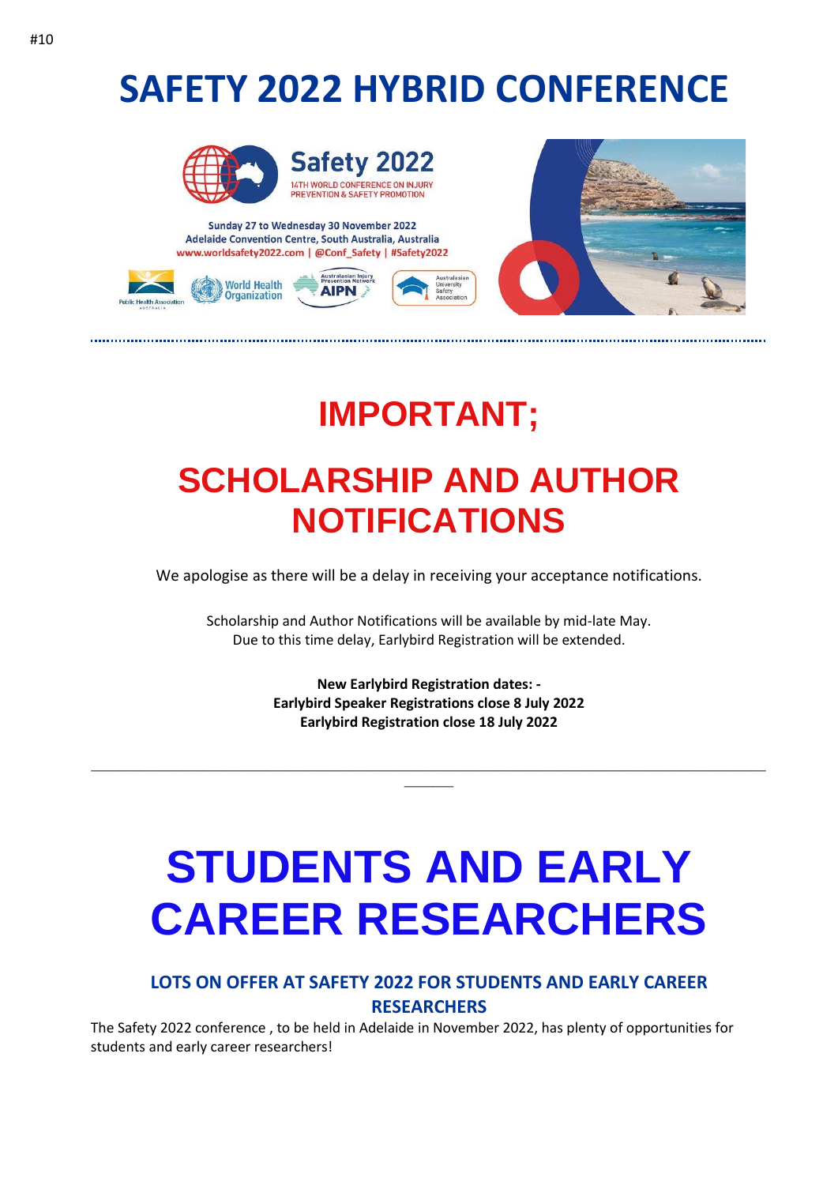#10

# SAFETY 2022 HYBRID CONFERENCE

Safety 2022
14TH WORLD CONFERENCE ON INJURY PREVENTION & SAFETY PROMOTION

Sunday 27 to Wednesday 30 November 2022
Adelaide Convention Centre, South Australia, Australia
www.worldsafety2022.com | @Conf_Safety | #Safety2022

## IMPORTANT;

## SCHOLARSHIP AND AUTHOR NOTIFICATIONS

We apologise as there will be a delay in receiving your acceptance notifications.

Scholarship and Author Notifications will be available by mid-late May.
Due to this time delay, Earlybird Registration will be extended.

**New Earlybird Registration dates: -**
**Earlybird Speaker Registrations close 8 July 2022**
**Earlybird Registration close 18 July 2022**

---

# STUDENTS AND EARLY CAREER RESEARCHERS

### LOTS ON OFFER AT SAFETY 2022 FOR STUDENTS AND EARLY CAREER RESEARCHERS

The Safety 2022 conference , to be held in Adelaide in November 2022, has plenty of opportunities for students and early career researchers!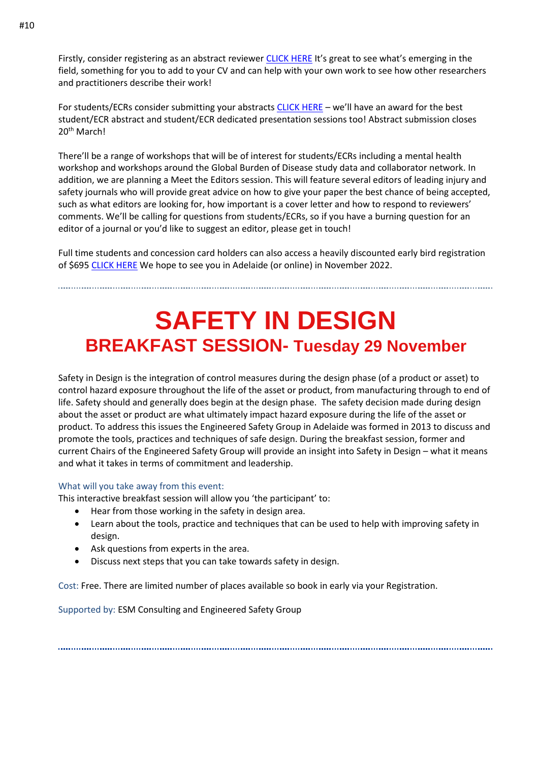Firstly, consider registering as an abstract reviewer CLICK HERE It's great to see what's emerging in the field, something for you to add to your CV and can help with your own work to see how other researchers and practitioners describe their work!

For students/ECRs consider submitting your abstracts CLICK HERE – we'll have an award for the best student/ECR abstract and student/ECR dedicated presentation sessions too! Abstract submission closes 20th March!

There'll be a range of workshops that will be of interest for students/ECRs including a mental health workshop and workshops around the Global Burden of Disease study data and collaborator network. In addition, we are planning a Meet the Editors session. This will feature several editors of leading injury and safety journals who will provide great advice on how to give your paper the best chance of being accepted, such as what editors are looking for, how important is a cover letter and how to respond to reviewers' comments. We'll be calling for questions from students/ECRs, so if you have a burning question for an editor of a journal or you'd like to suggest an editor, please get in touch!

Full time students and concession card holders can also access a heavily discounted early bird registration of $695 CLICK HERE We hope to see you in Adelaide (or online) in November 2022.

---

# SAFETY IN DESIGN

## BREAKFAST SESSION- Tuesday 29 November

Safety in Design is the integration of control measures during the design phase (of a product or asset) to control hazard exposure throughout the life of the asset or product, from manufacturing through to end of life. Safety should and generally does begin at the design phase. The safety decision made during design about the asset or product are what ultimately impact hazard exposure during the life of the asset or product. To address this issues the Engineered Safety Group in Adelaide was formed in 2013 to discuss and promote the tools, practices and techniques of safe design. During the breakfast session, former and current Chairs of the Engineered Safety Group will provide an insight into Safety in Design – what it means and what it takes in terms of commitment and leadership.

What will you take away from this event:

This interactive breakfast session will allow you 'the participant' to:

- Hear from those working in the safety in design area.
- Learn about the tools, practice and techniques that can be used to help with improving safety in design.
- Ask questions from experts in the area.
- Discuss next steps that you can take towards safety in design.

Cost: Free. There are limited number of places available so book in early via your Registration.

Supported by: ESM Consulting and Engineered Safety Group

---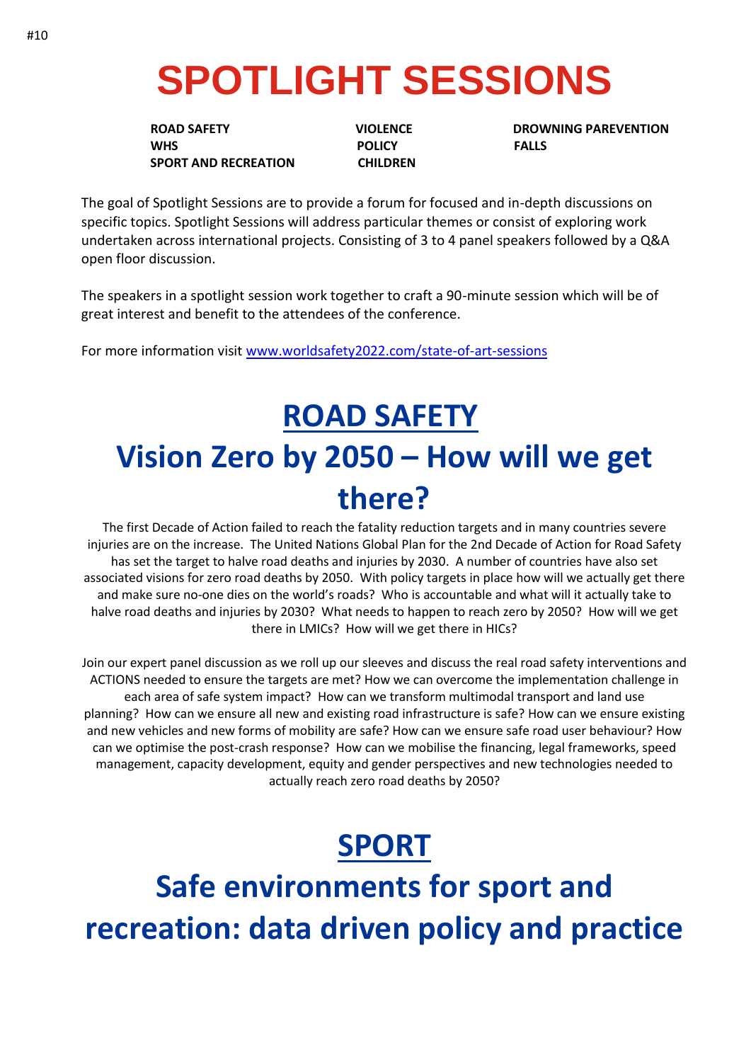#10

# SPOTLIGHT SESSIONS

**ROAD SAFETY**
**WHS**
**SPORT AND RECREATION**
**VIOLENCE**
**POLICY**
**CHILDREN**
**DROWNING PAREVENTION**
**FALLS**

The goal of Spotlight Sessions are to provide a forum for focused and in-depth discussions on specific topics. Spotlight Sessions will address particular themes or consist of exploring work undertaken across international projects. Consisting of 3 to 4 panel speakers followed by a Q&A open floor discussion.

The speakers in a spotlight session work together to craft a 90-minute session which will be of great interest and benefit to the attendees of the conference.

For more information visit [www.worldsafety2022.com/state-of-art-sessions](www.worldsafety2022.com/state-of-art-sessions)

## ROAD SAFETY

## Vision Zero by 2050 – How will we get there?

The first Decade of Action failed to reach the fatality reduction targets and in many countries severe injuries are on the increase. The United Nations Global Plan for the 2nd Decade of Action for Road Safety has set the target to halve road deaths and injuries by 2030. A number of countries have also set associated visions for zero road deaths by 2050. With policy targets in place how will we actually get there and make sure no-one dies on the world's roads? Who is accountable and what will it actually take to halve road deaths and injuries by 2030? What needs to happen to reach zero by 2050? How will we get there in LMICs? How will we get there in HICs?

Join our expert panel discussion as we roll up our sleeves and discuss the real road safety interventions and ACTIONS needed to ensure the targets are met? How we can overcome the implementation challenge in each area of safe system impact? How can we transform multimodal transport and land use planning? How can we ensure all new and existing road infrastructure is safe? How can we ensure existing and new vehicles and new forms of mobility are safe? How can we ensure safe road user behaviour? How can we optimise the post-crash response? How can we mobilise the financing, legal frameworks, speed management, capacity development, equity and gender perspectives and new technologies needed to actually reach zero road deaths by 2050?

## SPORT

## Safe environments for sport and recreation: data driven policy and practice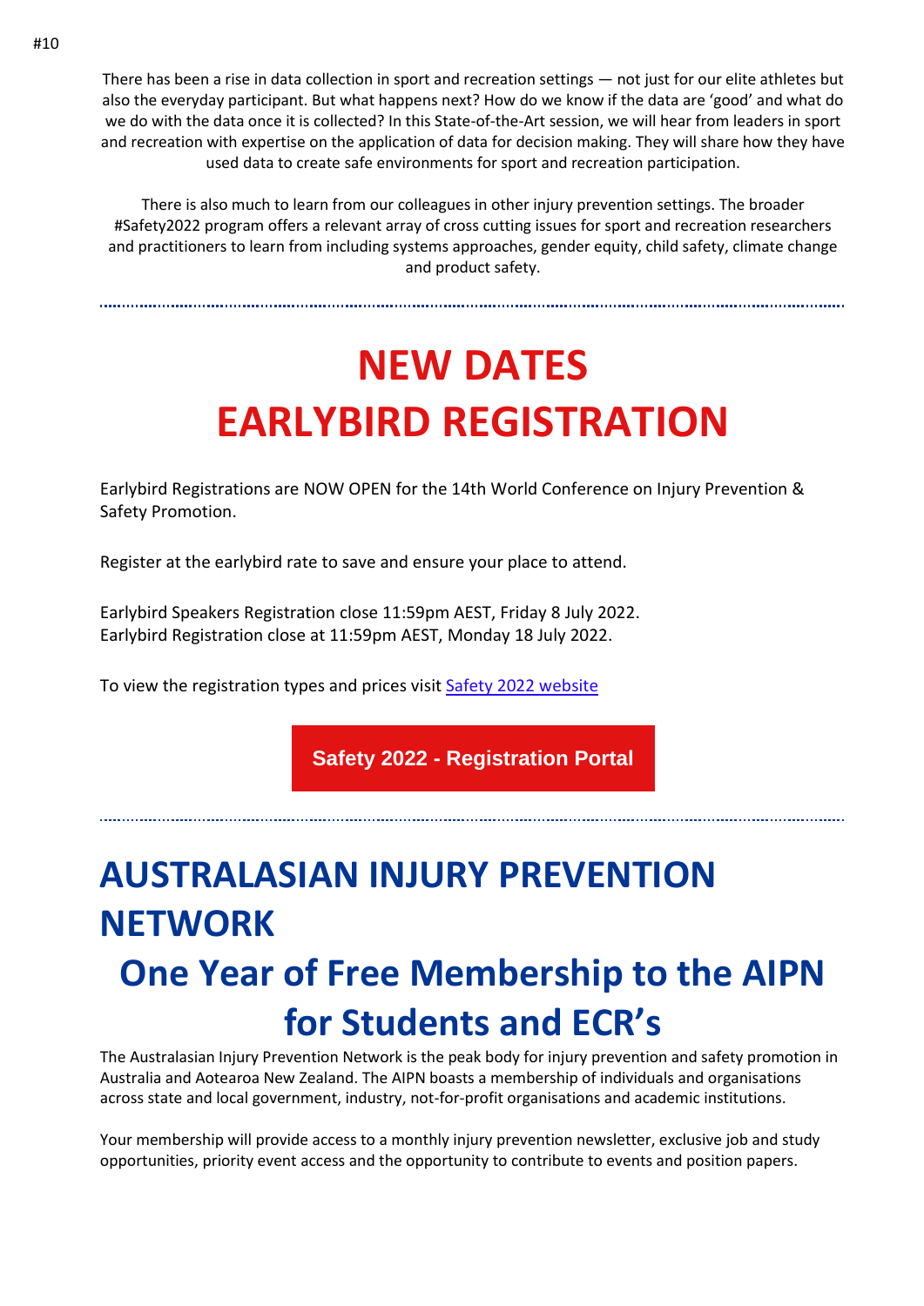There has been a rise in data collection in sport and recreation settings — not just for our elite athletes but also the everyday participant. But what happens next? How do we know if the data are 'good' and what do we do with the data once it is collected? In this State-of-the-Art session, we will hear from leaders in sport and recreation with expertise on the application of data for decision making. They will share how they have used data to create safe environments for sport and recreation participation.

There is also much to learn from our colleagues in other injury prevention settings. The broader #Safety2022 program offers a relevant array of cross cutting issues for sport and recreation researchers and practitioners to learn from including systems approaches, gender equity, child safety, climate change and product safety.

---

# NEW DATES EARLYBIRD REGISTRATION

Earlybird Registrations are NOW OPEN for the 14th World Conference on Injury Prevention & Safety Promotion.

Register at the earlybird rate to save and ensure your place to attend.

Earlybird Speakers Registration close 11:59pm AEST, Friday 8 July 2022.
Earlybird Registration close at 11:59pm AEST, Monday 18 July 2022.

To view the registration types and prices visit [Safety 2022 website]()

**Safety 2022 - Registration Portal**

---

# AUSTRALASIAN INJURY PREVENTION NETWORK

## One Year of Free Membership to the AIPN for Students and ECR's

The Australasian Injury Prevention Network is the peak body for injury prevention and safety promotion in Australia and Aotearoa New Zealand. The AIPN boasts a membership of individuals and organisations across state and local government, industry, not-for-profit organisations and academic institutions.

Your membership will provide access to a monthly injury prevention newsletter, exclusive job and study opportunities, priority event access and the opportunity to contribute to events and position papers.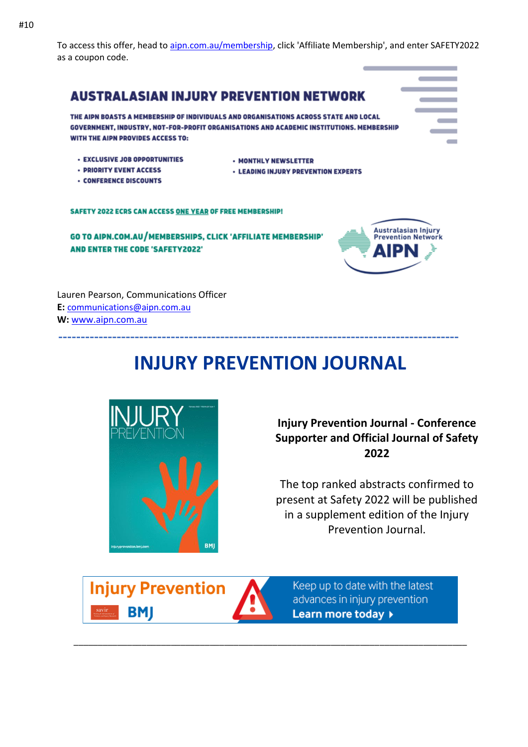#10

To access this offer, head to aipn.com.au/membership, click 'Affiliate Membership', and enter SAFETY2022 as a coupon code.

**AUSTRALASIAN INJURY PREVENTION NETWORK**

**THE AIPN BOASTS A MEMBERSHIP OF INDIVIDUALS AND ORGANISATIONS ACROSS STATE AND LOCAL GOVERNMENT, INDUSTRY, NOT-FOR-PROFIT ORGANISATIONS AND ACADEMIC INSTITUTIONS. MEMBERSHIP WITH THE AIPN PROVIDES ACCESS TO:**

- EXCLUSIVE JOB OPPORTUNITIES
- PRIORITY EVENT ACCESS
- CONFERENCE DISCOUNTS
- MONTHLY NEWSLETTER
- LEADING INJURY PREVENTION EXPERTS

**SAFETY 2022 ECRS CAN ACCESS ONE YEAR OF FREE MEMBERSHIP!**

**GO TO AIPN.COM.AU/MEMBERSHIPS, CLICK 'AFFILIATE MEMBERSHIP' AND ENTER THE CODE 'SAFETY2022'**

Australasian Injury Prevention Network AIPN

Lauren Pearson, Communications Officer
**E:** communications@aipn.com.au
**W:** www.aipn.com.au

---

# INJURY PREVENTION JOURNAL

**Injury Prevention Journal - Conference Supporter and Official Journal of Safety 2022**

The top ranked abstracts confirmed to present at Safety 2022 will be published in a supplement edition of the Injury Prevention Journal.

Injury Prevention BMJ — Keep up to date with the latest advances in injury prevention — **Learn more today**

---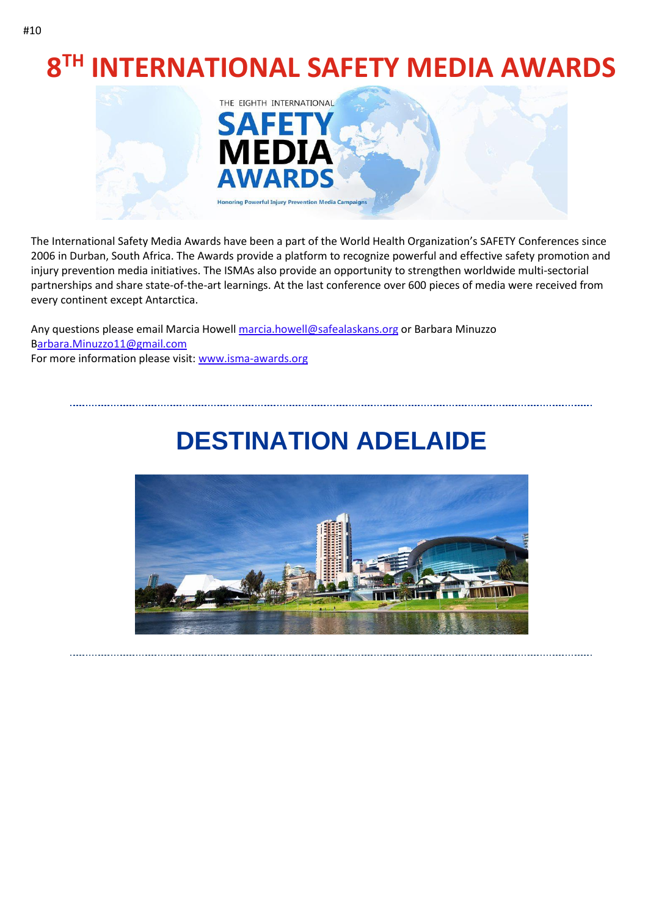# 8TH INTERNATIONAL SAFETY MEDIA AWARDS

The International Safety Media Awards have been a part of the World Health Organization's SAFETY Conferences since 2006 in Durban, South Africa. The Awards provide a platform to recognize powerful and effective safety promotion and injury prevention media initiatives. The ISMAs also provide an opportunity to strengthen worldwide multi-sectorial partnerships and share state-of-the-art learnings. At the last conference over 600 pieces of media were received from every continent except Antarctica.

Any questions please email Marcia Howell marcia.howell@safealaskans.org or Barbara Minuzzo Barbara.Minuzzo11@gmail.com
For more information please visit: www.isma-awards.org

# DESTINATION ADELAIDE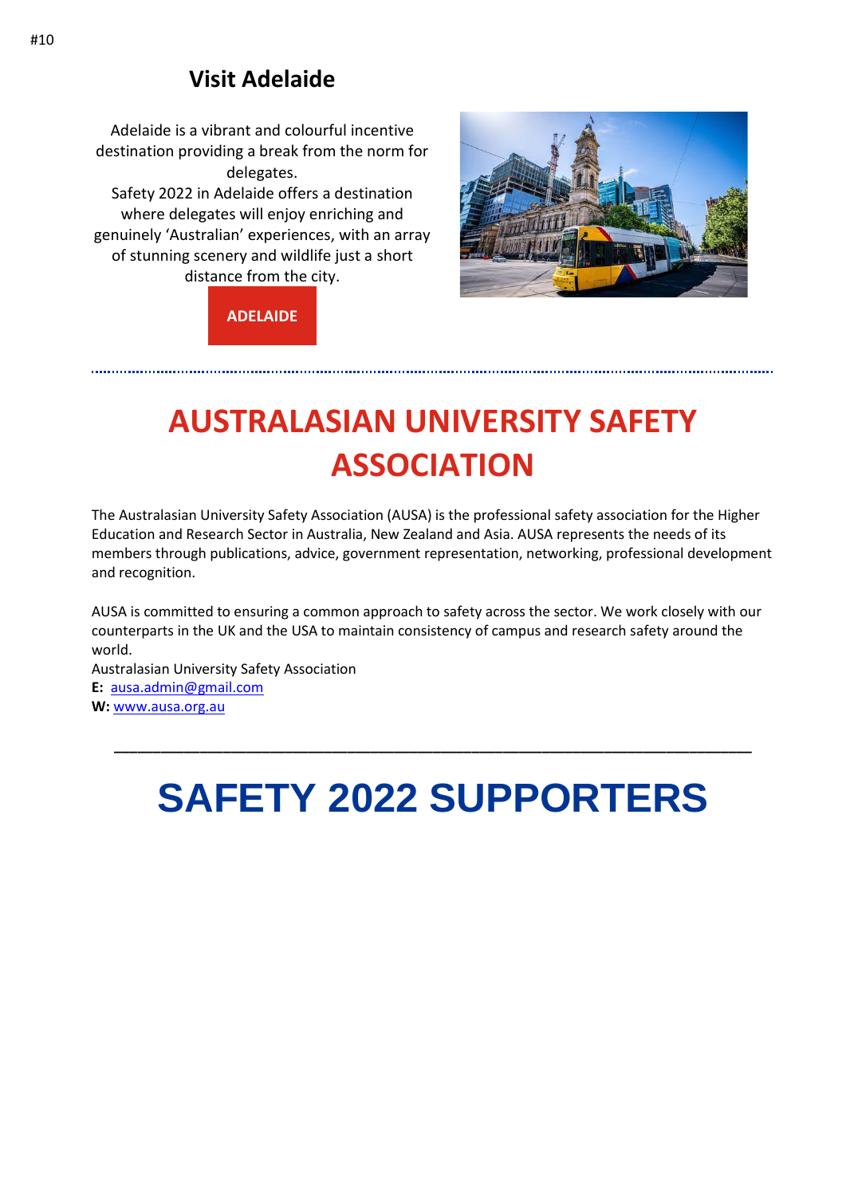## Visit Adelaide

Adelaide is a vibrant and colourful incentive destination providing a break from the norm for delegates.
Safety 2022 in Adelaide offers a destination where delegates will enjoy enriching and genuinely 'Australian' experiences, with an array of stunning scenery and wildlife just a short distance from the city.

**ADELAIDE**

# AUSTRALASIAN UNIVERSITY SAFETY ASSOCIATION

The Australasian University Safety Association (AUSA) is the professional safety association for the Higher Education and Research Sector in Australia, New Zealand and Asia. AUSA represents the needs of its members through publications, advice, government representation, networking, professional development and recognition.

AUSA is committed to ensuring a common approach to safety across the sector. We work closely with our counterparts in the UK and the USA to maintain consistency of campus and research safety around the world.
Australasian University Safety Association
**E:** ausa.admin@gmail.com
**W:** www.ausa.org.au

# SAFETY 2022 SUPPORTERS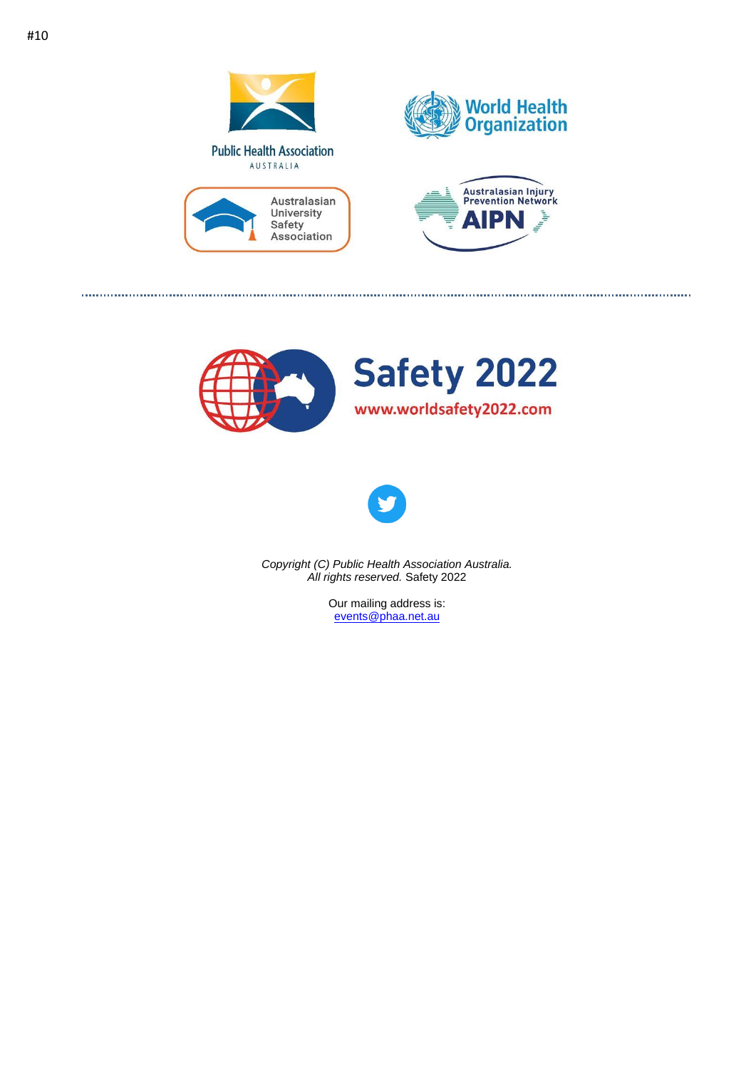#10

Public Health Association
AUSTRALIA

World Health Organization

Australasian University Safety Association

Australasian Injury Prevention Network
AIPN

---

Safety 2022
www.worldsafety2022.com

*Copyright (C) Public Health Association Australia. All rights reserved.* Safety 2022

Our mailing address is:
events@phaa.net.au